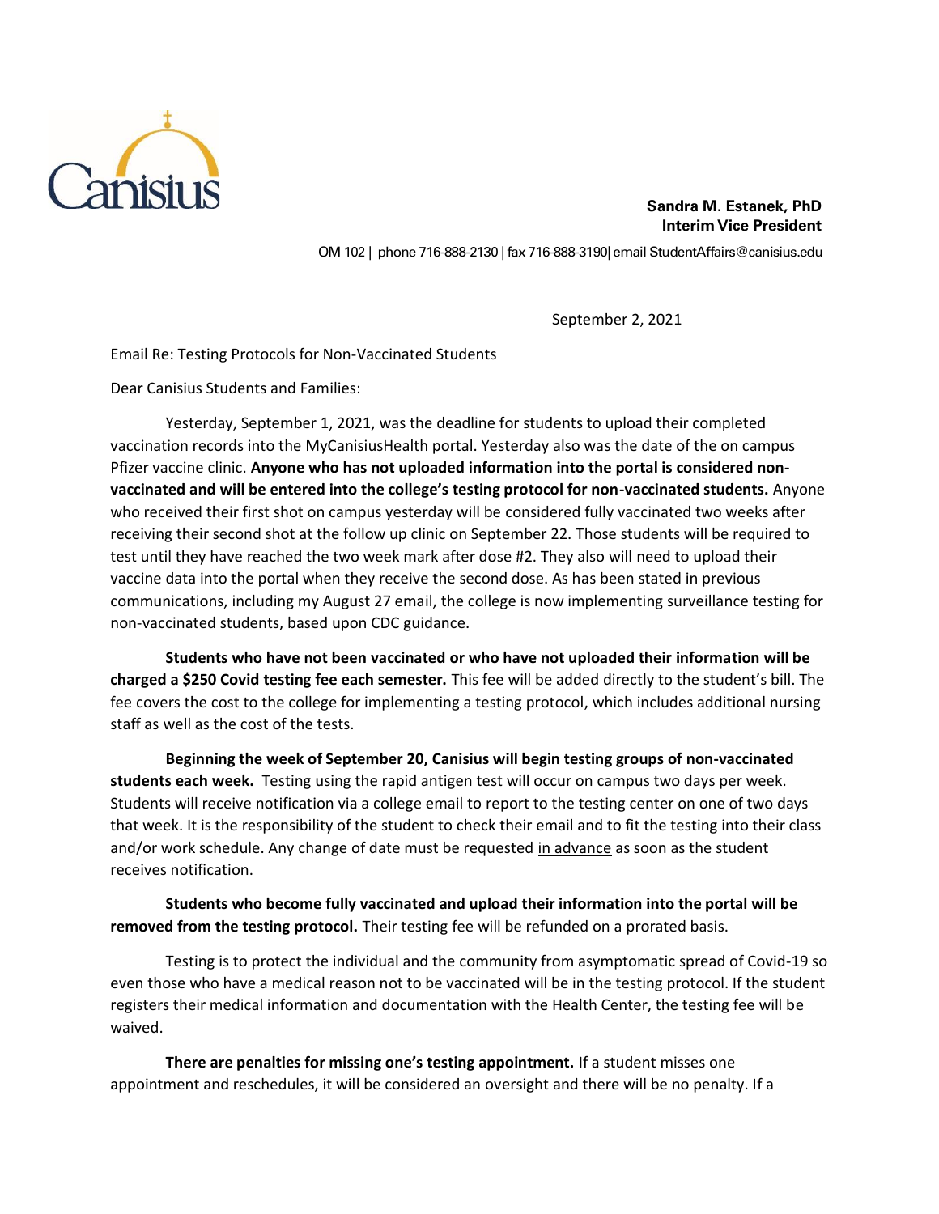Canisius

**Sandra M. Estanek, PhD**
**Interim Vice President**

OM 102 | phone 716-888-2130 | fax 716-888-3190| email StudentAffairs@canisius.edu

September 2, 2021

Email Re: Testing Protocols for Non-Vaccinated Students

Dear Canisius Students and Families:

Yesterday, September 1, 2021, was the deadline for students to upload their completed vaccination records into the MyCanisiusHealth portal. Yesterday also was the date of the on campus Pfizer vaccine clinic. **Anyone who has not uploaded information into the portal is considered non-vaccinated and will be entered into the college's testing protocol for non-vaccinated students.** Anyone who received their first shot on campus yesterday will be considered fully vaccinated two weeks after receiving their second shot at the follow up clinic on September 22. Those students will be required to test until they have reached the two week mark after dose #2. They also will need to upload their vaccine data into the portal when they receive the second dose. As has been stated in previous communications, including my August 27 email, the college is now implementing surveillance testing for non-vaccinated students, based upon CDC guidance.

**Students who have not been vaccinated or who have not uploaded their information will be charged a $250 Covid testing fee each semester.** This fee will be added directly to the student's bill. The fee covers the cost to the college for implementing a testing protocol, which includes additional nursing staff as well as the cost of the tests.

**Beginning the week of September 20, Canisius will begin testing groups of non-vaccinated students each week.** Testing using the rapid antigen test will occur on campus two days per week. Students will receive notification via a college email to report to the testing center on one of two days that week. It is the responsibility of the student to check their email and to fit the testing into their class and/or work schedule. Any change of date must be requested in advance as soon as the student receives notification.

**Students who become fully vaccinated and upload their information into the portal will be removed from the testing protocol.** Their testing fee will be refunded on a prorated basis.

Testing is to protect the individual and the community from asymptomatic spread of Covid-19 so even those who have a medical reason not to be vaccinated will be in the testing protocol. If the student registers their medical information and documentation with the Health Center, the testing fee will be waived.

**There are penalties for missing one's testing appointment.** If a student misses one appointment and reschedules, it will be considered an oversight and there will be no penalty. If a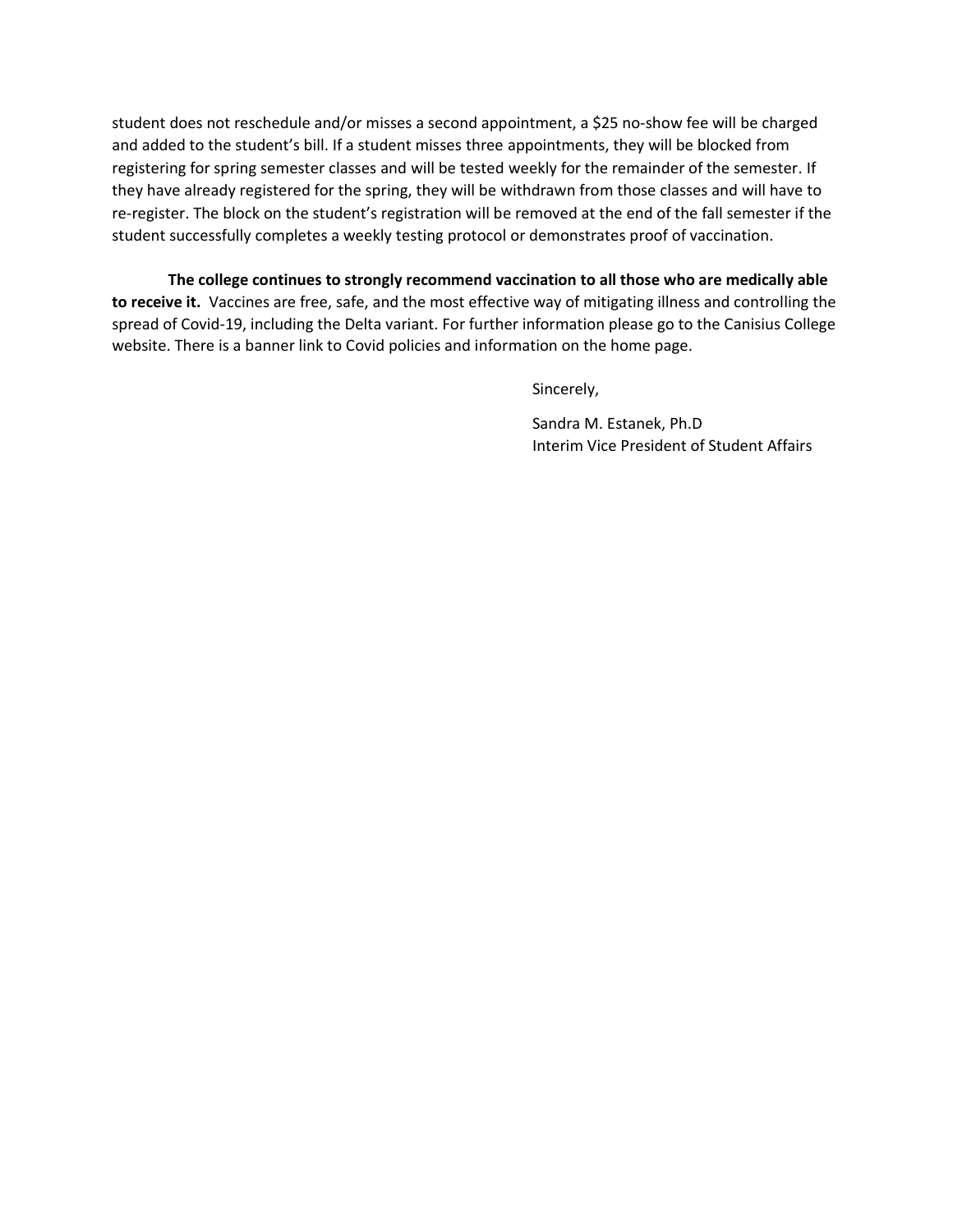student does not reschedule and/or misses a second appointment, a $25 no-show fee will be charged and added to the student's bill. If a student misses three appointments, they will be blocked from registering for spring semester classes and will be tested weekly for the remainder of the semester. If they have already registered for the spring, they will be withdrawn from those classes and will have to re-register. The block on the student's registration will be removed at the end of the fall semester if the student successfully completes a weekly testing protocol or demonstrates proof of vaccination.

**The college continues to strongly recommend vaccination to all those who are medically able to receive it.** Vaccines are free, safe, and the most effective way of mitigating illness and controlling the spread of Covid-19, including the Delta variant. For further information please go to the Canisius College website. There is a banner link to Covid policies and information on the home page.

Sincerely,

Sandra M. Estanek, Ph.D
Interim Vice President of Student Affairs